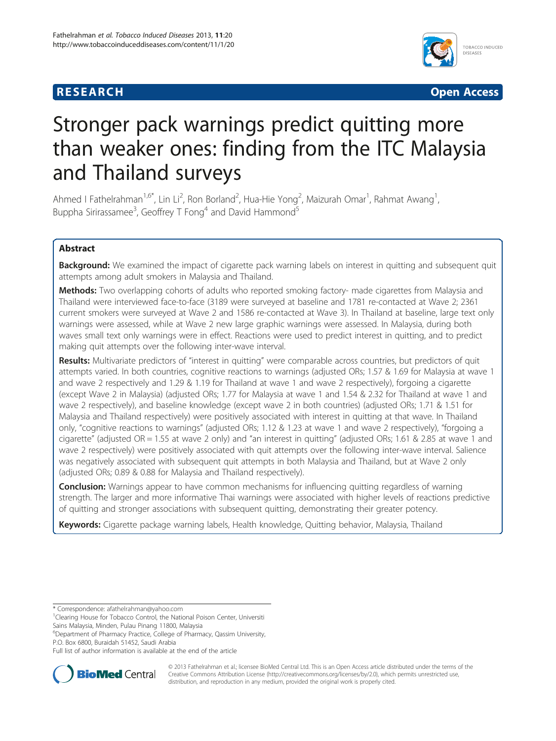**RESEARCH** **Open Access**

# Stronger pack warnings predict quitting more than weaker ones: finding from the ITC Malaysia and Thailand surveys

Ahmed I Fathelrahman[1,6*], Lin Li[2], Ron Borland[2], Hua-Hie Yong[2], Maizurah Omar[1], Rahmat Awang[1], Buppha Sirirassamee[3], Geoffrey T Fong[4] and David Hammond[5]

## Abstract

**Background:** We examined the impact of cigarette pack warning labels on interest in quitting and subsequent quit attempts among adult smokers in Malaysia and Thailand.

**Methods:** Two overlapping cohorts of adults who reported smoking factory- made cigarettes from Malaysia and Thailand were interviewed face-to-face (3189 were surveyed at baseline and 1781 re-contacted at Wave 2; 2361 current smokers were surveyed at Wave 2 and 1586 re-contacted at Wave 3). In Thailand at baseline, large text only warnings were assessed, while at Wave 2 new large graphic warnings were assessed. In Malaysia, during both waves small text only warnings were in effect. Reactions were used to predict interest in quitting, and to predict making quit attempts over the following inter-wave interval.

**Results:** Multivariate predictors of "interest in quitting" were comparable across countries, but predictors of quit attempts varied. In both countries, cognitive reactions to warnings (adjusted ORs; 1.57 & 1.69 for Malaysia at wave 1 and wave 2 respectively and 1.29 & 1.19 for Thailand at wave 1 and wave 2 respectively), forgoing a cigarette (except Wave 2 in Malaysia) (adjusted ORs; 1.77 for Malaysia at wave 1 and 1.54 & 2.32 for Thailand at wave 1 and wave 2 respectively), and baseline knowledge (except wave 2 in both countries) (adjusted ORs; 1.71 & 1.51 for Malaysia and Thailand respectively) were positively associated with interest in quitting at that wave. In Thailand only, "cognitive reactions to warnings" (adjusted ORs; 1.12 & 1.23 at wave 1 and wave 2 respectively), "forgoing a cigarette" (adjusted OR = 1.55 at wave 2 only) and "an interest in quitting" (adjusted ORs; 1.61 & 2.85 at wave 1 and wave 2 respectively) were positively associated with quit attempts over the following inter-wave interval. Salience was negatively associated with subsequent quit attempts in both Malaysia and Thailand, but at Wave 2 only (adjusted ORs; 0.89 & 0.88 for Malaysia and Thailand respectively).

**Conclusion:** Warnings appear to have common mechanisms for influencing quitting regardless of warning strength. The larger and more informative Thai warnings were associated with higher levels of reactions predictive of quitting and stronger associations with subsequent quitting, demonstrating their greater potency.

**Keywords:** Cigarette package warning labels, Health knowledge, Quitting behavior, Malaysia, Thailand

\* Correspondence: afathelrahman@yahoo.com

[1]Clearing House for Tobacco Control, the National Poison Center, Universiti Sains Malaysia, Minden, Pulau Pinang 11800, Malaysia

[6]Department of Pharmacy Practice, College of Pharmacy, Qassim University, P.O. Box 6800, Buraidah 51452, Saudi Arabia

Full list of author information is available at the end of the article

© 2013 Fathelrahman et al.; licensee BioMed Central Ltd. This is an Open Access article distributed under the terms of the Creative Commons Attribution License (http://creativecommons.org/licenses/by/2.0), which permits unrestricted use, distribution, and reproduction in any medium, provided the original work is properly cited.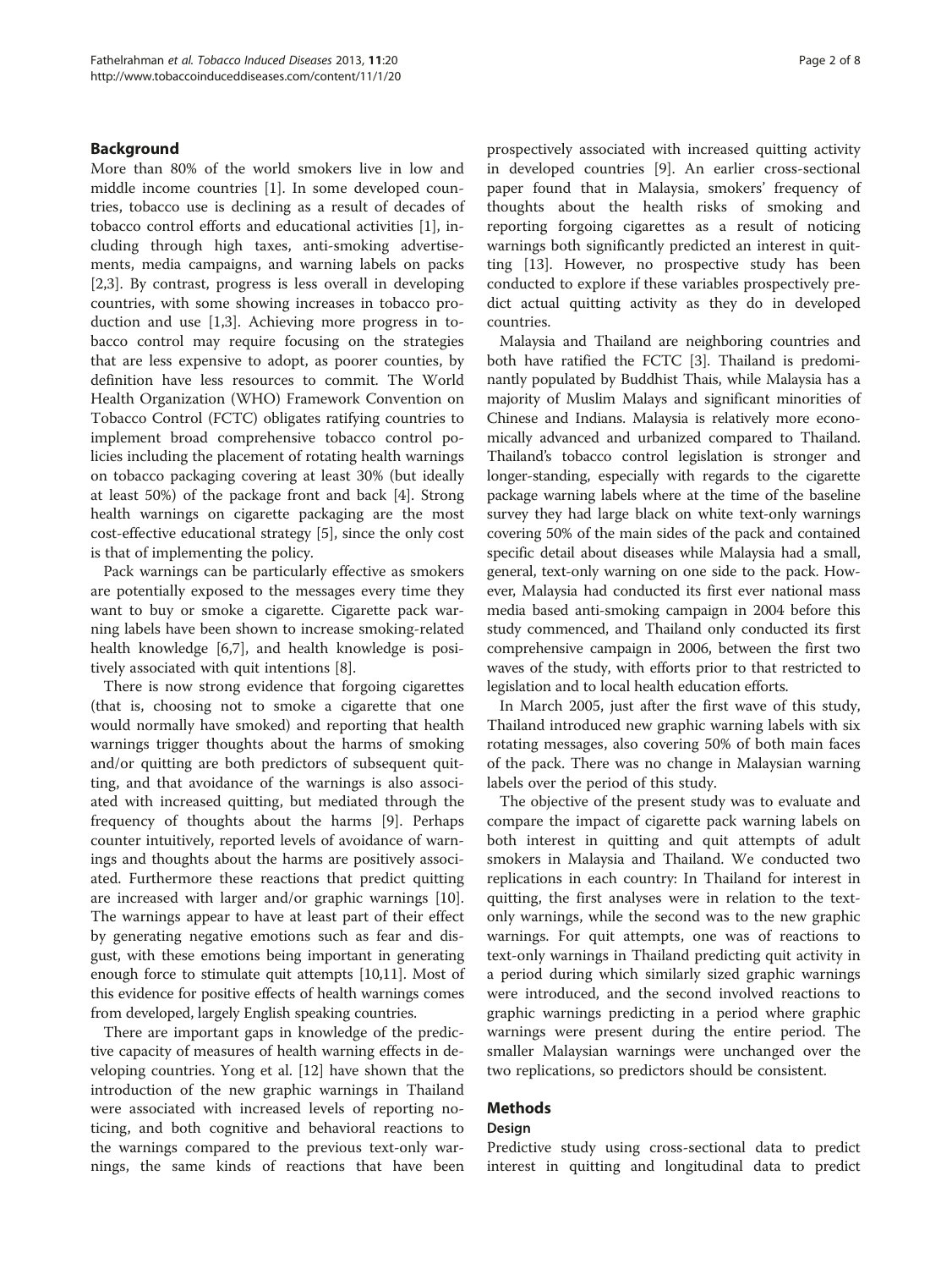## Background

More than 80% of the world smokers live in low and middle income countries [1]. In some developed countries, tobacco use is declining as a result of decades of tobacco control efforts and educational activities [1], including through high taxes, anti-smoking advertisements, media campaigns, and warning labels on packs [2,3]. By contrast, progress is less overall in developing countries, with some showing increases in tobacco production and use [1,3]. Achieving more progress in tobacco control may require focusing on the strategies that are less expensive to adopt, as poorer counties, by definition have less resources to commit. The World Health Organization (WHO) Framework Convention on Tobacco Control (FCTC) obligates ratifying countries to implement broad comprehensive tobacco control policies including the placement of rotating health warnings on tobacco packaging covering at least 30% (but ideally at least 50%) of the package front and back [4]. Strong health warnings on cigarette packaging are the most cost-effective educational strategy [5], since the only cost is that of implementing the policy.

Pack warnings can be particularly effective as smokers are potentially exposed to the messages every time they want to buy or smoke a cigarette. Cigarette pack warning labels have been shown to increase smoking-related health knowledge [6,7], and health knowledge is positively associated with quit intentions [8].

There is now strong evidence that forgoing cigarettes (that is, choosing not to smoke a cigarette that one would normally have smoked) and reporting that health warnings trigger thoughts about the harms of smoking and/or quitting are both predictors of subsequent quitting, and that avoidance of the warnings is also associated with increased quitting, but mediated through the frequency of thoughts about the harms [9]. Perhaps counter intuitively, reported levels of avoidance of warnings and thoughts about the harms are positively associated. Furthermore these reactions that predict quitting are increased with larger and/or graphic warnings [10]. The warnings appear to have at least part of their effect by generating negative emotions such as fear and disgust, with these emotions being important in generating enough force to stimulate quit attempts [10,11]. Most of this evidence for positive effects of health warnings comes from developed, largely English speaking countries.

There are important gaps in knowledge of the predictive capacity of measures of health warning effects in developing countries. Yong et al. [12] have shown that the introduction of the new graphic warnings in Thailand were associated with increased levels of reporting noticing, and both cognitive and behavioral reactions to the warnings compared to the previous text-only warnings, the same kinds of reactions that have been prospectively associated with increased quitting activity in developed countries [9]. An earlier cross-sectional paper found that in Malaysia, smokers' frequency of thoughts about the health risks of smoking and reporting forgoing cigarettes as a result of noticing warnings both significantly predicted an interest in quitting [13]. However, no prospective study has been conducted to explore if these variables prospectively predict actual quitting activity as they do in developed countries.

Malaysia and Thailand are neighboring countries and both have ratified the FCTC [3]. Thailand is predominantly populated by Buddhist Thais, while Malaysia has a majority of Muslim Malays and significant minorities of Chinese and Indians. Malaysia is relatively more economically advanced and urbanized compared to Thailand. Thailand's tobacco control legislation is stronger and longer-standing, especially with regards to the cigarette package warning labels where at the time of the baseline survey they had large black on white text-only warnings covering 50% of the main sides of the pack and contained specific detail about diseases while Malaysia had a small, general, text-only warning on one side to the pack. However, Malaysia had conducted its first ever national mass media based anti-smoking campaign in 2004 before this study commenced, and Thailand only conducted its first comprehensive campaign in 2006, between the first two waves of the study, with efforts prior to that restricted to legislation and to local health education efforts.

In March 2005, just after the first wave of this study, Thailand introduced new graphic warning labels with six rotating messages, also covering 50% of both main faces of the pack. There was no change in Malaysian warning labels over the period of this study.

The objective of the present study was to evaluate and compare the impact of cigarette pack warning labels on both interest in quitting and quit attempts of adult smokers in Malaysia and Thailand. We conducted two replications in each country: In Thailand for interest in quitting, the first analyses were in relation to the text-only warnings, while the second was to the new graphic warnings. For quit attempts, one was of reactions to text-only warnings in Thailand predicting quit activity in a period during which similarly sized graphic warnings were introduced, and the second involved reactions to graphic warnings predicting in a period where graphic warnings were present during the entire period. The smaller Malaysian warnings were unchanged over the two replications, so predictors should be consistent.

## Methods

### Design

Predictive study using cross-sectional data to predict interest in quitting and longitudinal data to predict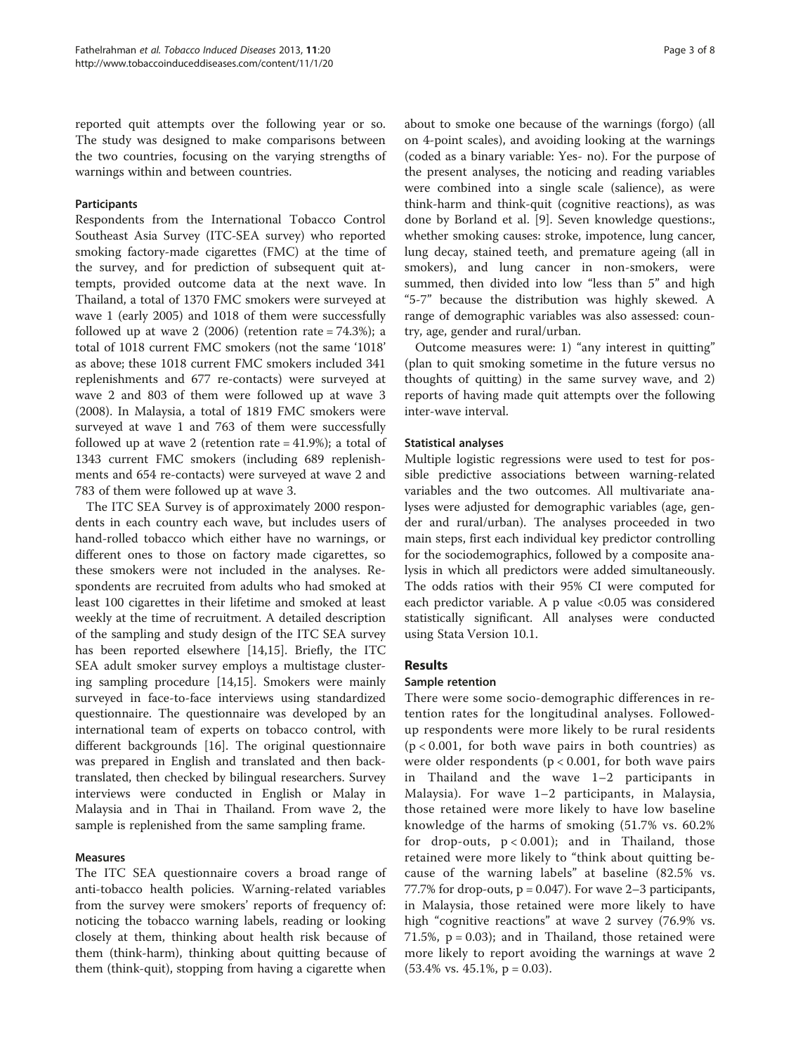reported quit attempts over the following year or so. The study was designed to make comparisons between the two countries, focusing on the varying strengths of warnings within and between countries.

### Participants

Respondents from the International Tobacco Control Southeast Asia Survey (ITC-SEA survey) who reported smoking factory-made cigarettes (FMC) at the time of the survey, and for prediction of subsequent quit attempts, provided outcome data at the next wave. In Thailand, a total of 1370 FMC smokers were surveyed at wave 1 (early 2005) and 1018 of them were successfully followed up at wave 2 (2006) (retention rate = 74.3%); a total of 1018 current FMC smokers (not the same '1018' as above; these 1018 current FMC smokers included 341 replenishments and 677 re-contacts) were surveyed at wave 2 and 803 of them were followed up at wave 3 (2008). In Malaysia, a total of 1819 FMC smokers were surveyed at wave 1 and 763 of them were successfully followed up at wave 2 (retention rate = 41.9%); a total of 1343 current FMC smokers (including 689 replenishments and 654 re-contacts) were surveyed at wave 2 and 783 of them were followed up at wave 3.

The ITC SEA Survey is of approximately 2000 respondents in each country each wave, but includes users of hand-rolled tobacco which either have no warnings, or different ones to those on factory made cigarettes, so these smokers were not included in the analyses. Respondents are recruited from adults who had smoked at least 100 cigarettes in their lifetime and smoked at least weekly at the time of recruitment. A detailed description of the sampling and study design of the ITC SEA survey has been reported elsewhere [14,15]. Briefly, the ITC SEA adult smoker survey employs a multistage clustering sampling procedure [14,15]. Smokers were mainly surveyed in face-to-face interviews using standardized questionnaire. The questionnaire was developed by an international team of experts on tobacco control, with different backgrounds [16]. The original questionnaire was prepared in English and translated and then back-translated, then checked by bilingual researchers. Survey interviews were conducted in English or Malay in Malaysia and in Thai in Thailand. From wave 2, the sample is replenished from the same sampling frame.

### Measures

The ITC SEA questionnaire covers a broad range of anti-tobacco health policies. Warning-related variables from the survey were smokers' reports of frequency of: noticing the tobacco warning labels, reading or looking closely at them, thinking about health risk because of them (think-harm), thinking about quitting because of them (think-quit), stopping from having a cigarette when about to smoke one because of the warnings (forgo) (all on 4-point scales), and avoiding looking at the warnings (coded as a binary variable: Yes- no). For the purpose of the present analyses, the noticing and reading variables were combined into a single scale (salience), as were think-harm and think-quit (cognitive reactions), as was done by Borland et al. [9]. Seven knowledge questions:, whether smoking causes: stroke, impotence, lung cancer, lung decay, stained teeth, and premature ageing (all in smokers), and lung cancer in non-smokers, were summed, then divided into low "less than 5" and high "5-7" because the distribution was highly skewed. A range of demographic variables was also assessed: country, age, gender and rural/urban.

Outcome measures were: 1) "any interest in quitting" (plan to quit smoking sometime in the future versus no thoughts of quitting) in the same survey wave, and 2) reports of having made quit attempts over the following inter-wave interval.

### Statistical analyses

Multiple logistic regressions were used to test for possible predictive associations between warning-related variables and the two outcomes. All multivariate analyses were adjusted for demographic variables (age, gender and rural/urban). The analyses proceeded in two main steps, first each individual key predictor controlling for the sociodemographics, followed by a composite analysis in which all predictors were added simultaneously. The odds ratios with their 95% CI were computed for each predictor variable. A p value $<0.05$ was considered statistically significant. All analyses were conducted using Stata Version 10.1.

## Results

### Sample retention

There were some socio-demographic differences in retention rates for the longitudinal analyses. Followed-up respondents were more likely to be rural residents ($p < 0.001$, for both wave pairs in both countries) as were older respondents ($p < 0.001$, for both wave pairs in Thailand and the wave 1–2 participants in Malaysia). For wave 1–2 participants, in Malaysia, those retained were more likely to have low baseline knowledge of the harms of smoking (51.7% vs. 60.2% for drop-outs, $p < 0.001$); and in Thailand, those retained were more likely to "think about quitting because of the warning labels" at baseline (82.5% vs. 77.7% for drop-outs, $p = 0.047$). For wave 2–3 participants, in Malaysia, those retained were more likely to have high "cognitive reactions" at wave 2 survey (76.9% vs. 71.5%, $p = 0.03$); and in Thailand, those retained were more likely to report avoiding the warnings at wave 2 (53.4% vs. 45.1%, $p = 0.03$).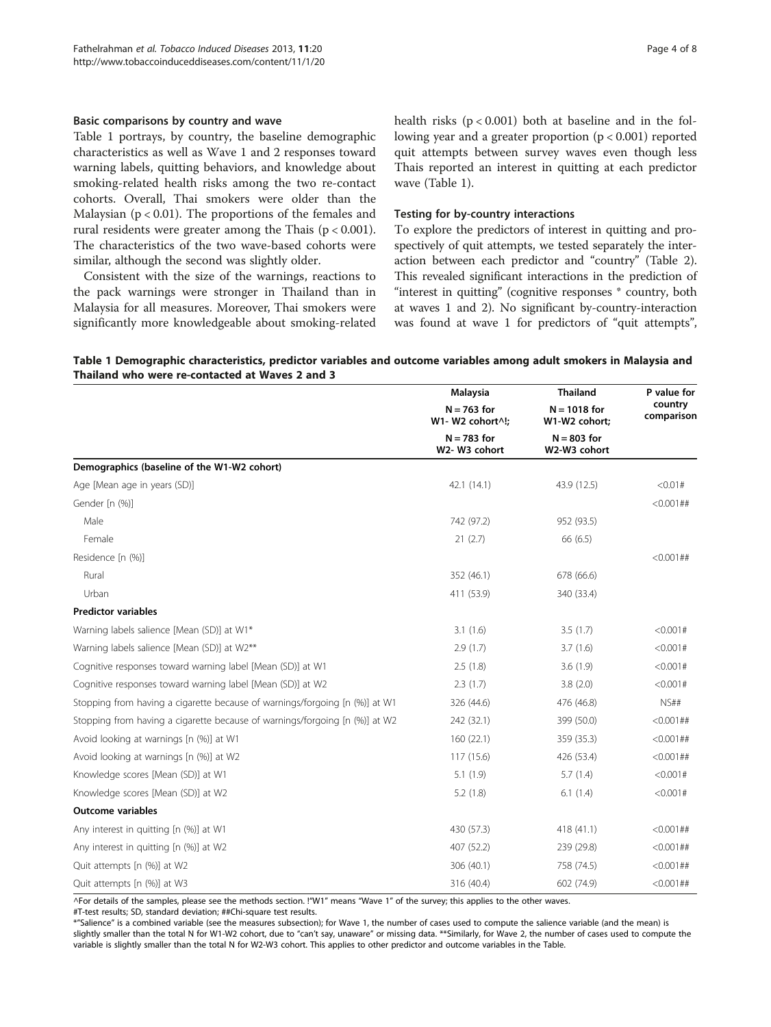### Basic comparisons by country and wave

Table 1 portrays, by country, the baseline demographic characteristics as well as Wave 1 and 2 responses toward warning labels, quitting behaviors, and knowledge about smoking-related health risks among the two re-contact cohorts. Overall, Thai smokers were older than the Malaysian ($p < 0.01$). The proportions of the females and rural residents were greater among the Thais ($p < 0.001$). The characteristics of the two wave-based cohorts were similar, although the second was slightly older.

Consistent with the size of the warnings, reactions to the pack warnings were stronger in Thailand than in Malaysia for all measures. Moreover, Thai smokers were significantly more knowledgeable about smoking-related health risks ($p < 0.001$) both at baseline and in the following year and a greater proportion ($p < 0.001$) reported quit attempts between survey waves even though less Thais reported an interest in quitting at each predictor wave (Table 1).

### Testing for by-country interactions

To explore the predictors of interest in quitting and prospectively of quit attempts, we tested separately the interaction between each predictor and "country" (Table 2). This revealed significant interactions in the prediction of "interest in quitting" (cognitive responses * country, both at waves 1 and 2). No significant by-country-interaction was found at wave 1 for predictors of "quit attempts",

**Table 1 Demographic characteristics, predictor variables and outcome variables among adult smokers in Malaysia and Thailand who were re-contacted at Waves 2 and 3**

| | Malaysia | Thailand | P value for country comparison |
|---|---|---|---|
| | N = 763 for W1- W2 cohort^!; | N = 1018 for W1-W2 cohort; | |
| | N = 783 for W2- W3 cohort | N = 803 for W2-W3 cohort | |
| **Demographics (baseline of the W1-W2 cohort)** | | | |
| Age [Mean age in years (SD)] | 42.1 (14.1) | 43.9 (12.5) | <0.01# |
| Gender [n (%)] | | | <0.001## |
| Male | 742 (97.2) | 952 (93.5) | |
| Female | 21 (2.7) | 66 (6.5) | |
| Residence [n (%)] | | | <0.001## |
| Rural | 352 (46.1) | 678 (66.6) | |
| Urban | 411 (53.9) | 340 (33.4) | |
| **Predictor variables** | | | |
| Warning labels salience [Mean (SD)] at W1* | 3.1 (1.6) | 3.5 (1.7) | <0.001# |
| Warning labels salience [Mean (SD)] at W2** | 2.9 (1.7) | 3.7 (1.6) | <0.001# |
| Cognitive responses toward warning label [Mean (SD)] at W1 | 2.5 (1.8) | 3.6 (1.9) | <0.001# |
| Cognitive responses toward warning label [Mean (SD)] at W2 | 2.3 (1.7) | 3.8 (2.0) | <0.001# |
| Stopping from having a cigarette because of warnings/forgoing [n (%)] at W1 | 326 (44.6) | 476 (46.8) | NS## |
| Stopping from having a cigarette because of warnings/forgoing [n (%)] at W2 | 242 (32.1) | 399 (50.0) | <0.001## |
| Avoid looking at warnings [n (%)] at W1 | 160 (22.1) | 359 (35.3) | <0.001## |
| Avoid looking at warnings [n (%)] at W2 | 117 (15.6) | 426 (53.4) | <0.001## |
| Knowledge scores [Mean (SD)] at W1 | 5.1 (1.9) | 5.7 (1.4) | <0.001# |
| Knowledge scores [Mean (SD)] at W2 | 5.2 (1.8) | 6.1 (1.4) | <0.001# |
| **Outcome variables** | | | |
| Any interest in quitting [n (%)] at W1 | 430 (57.3) | 418 (41.1) | <0.001## |
| Any interest in quitting [n (%)] at W2 | 407 (52.2) | 239 (29.8) | <0.001## |
| Quit attempts [n (%)] at W2 | 306 (40.1) | 758 (74.5) | <0.001## |
| Quit attempts [n (%)] at W3 | 316 (40.4) | 602 (74.9) | <0.001## |

^For details of the samples, please see the methods section. !"W1" means "Wave 1" of the survey; this applies to the other waves.

#T-test results; SD, standard deviation; ##Chi-square test results.

*"Salience" is a combined variable (see the measures subsection); for Wave 1, the number of cases used to compute the salience variable (and the mean) is slightly smaller than the total N for W1-W2 cohort, due to "can't say, unaware" or missing data. **Similarly, for Wave 2, the number of cases used to compute the variable is slightly smaller than the total N for W2-W3 cohort. This applies to other predictor and outcome variables in the Table.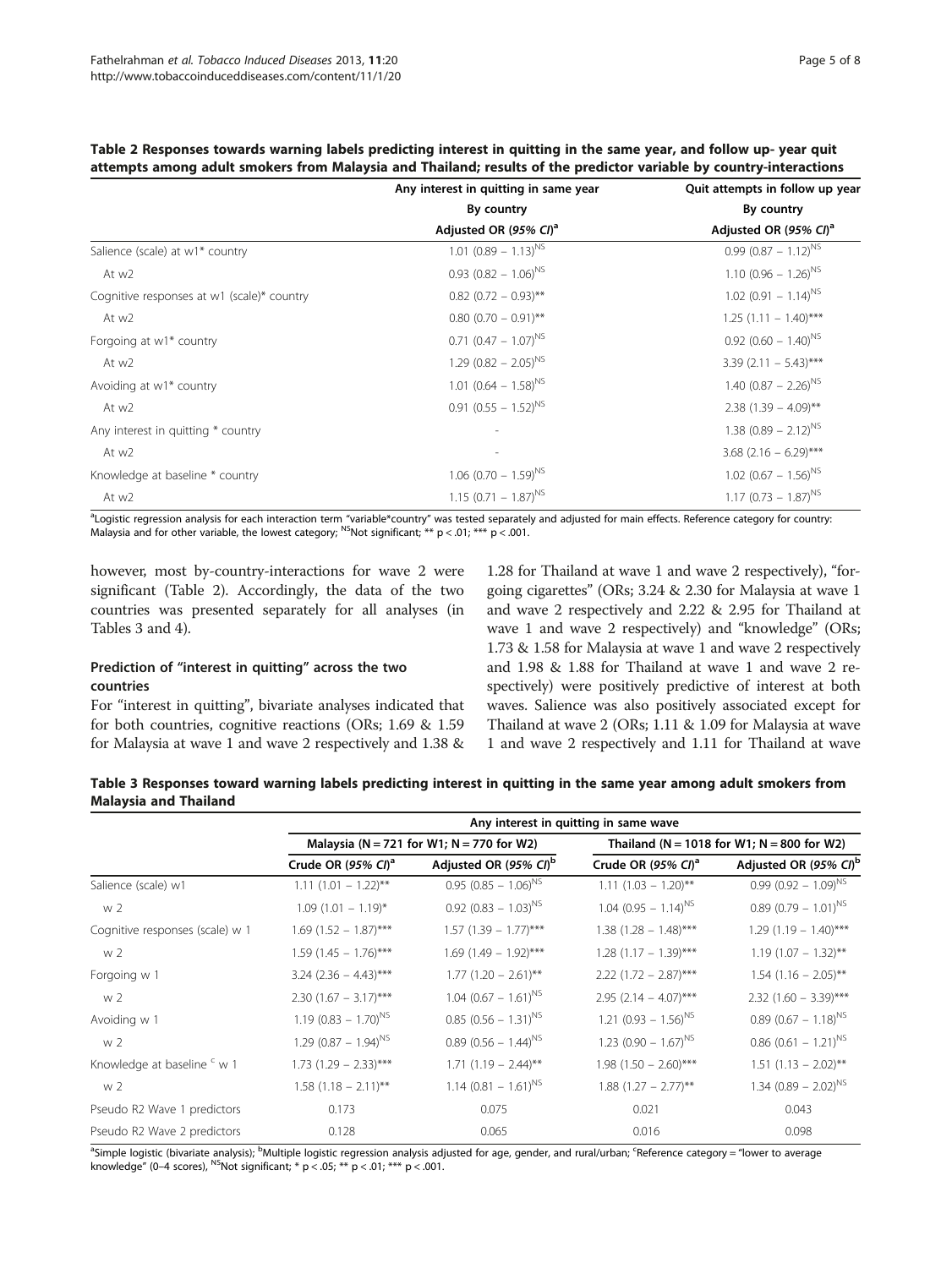**Table 2 Responses towards warning labels predicting interest in quitting in the same year, and follow up- year quit attempts among adult smokers from Malaysia and Thailand; results of the predictor variable by country-interactions**

| | Any interest in quitting in same year | Quit attempts in follow up year |
|---|---|---|
| | By country | By country |
| | Adjusted OR (*95% CI*)[a] | Adjusted OR (*95% CI*)[a] |
| Salience (scale) at w1* country | 1.01 (0.89 – 1.13)[NS] | 0.99 (0.87 – 1.12)[NS] |
| At w2 | 0.93 (0.82 – 1.06)[NS] | 1.10 (0.96 – 1.26)[NS] |
| Cognitive responses at w1 (scale)* country | 0.82 (0.72 – 0.93)** | 1.02 (0.91 – 1.14)[NS] |
| At w2 | 0.80 (0.70 – 0.91)** | 1.25 (1.11 – 1.40)*** |
| Forgoing at w1* country | 0.71 (0.47 – 1.07)[NS] | 0.92 (0.60 – 1.40)[NS] |
| At w2 | 1.29 (0.82 – 2.05)[NS] | 3.39 (2.11 – 5.43)*** |
| Avoiding at w1* country | 1.01 (0.64 – 1.58)[NS] | 1.40 (0.87 – 2.26)[NS] |
| At w2 | 0.91 (0.55 – 1.52)[NS] | 2.38 (1.39 – 4.09)** |
| Any interest in quitting * country | - | 1.38 (0.89 – 2.12)[NS] |
| At w2 | - | 3.68 (2.16 – 6.29)*** |
| Knowledge at baseline * country | 1.06 (0.70 – 1.59)[NS] | 1.02 (0.67 – 1.56)[NS] |
| At w2 | 1.15 (0.71 – 1.87)[NS] | 1.17 (0.73 – 1.87)[NS] |

[a]Logistic regression analysis for each interaction term "variable*country" was tested separately and adjusted for main effects. Reference category for country: Malaysia and for other variable, the lowest category; [NS]Not significant; ** p < .01; *** p < .001.

however, most by-country-interactions for wave 2 were significant (Table 2). Accordingly, the data of the two countries was presented separately for all analyses (in Tables 3 and 4).

### Prediction of "interest in quitting" across the two countries

For "interest in quitting", bivariate analyses indicated that for both countries, cognitive reactions (ORs; 1.69 & 1.59 for Malaysia at wave 1 and wave 2 respectively and 1.38 & 1.28 for Thailand at wave 1 and wave 2 respectively), "forgoing cigarettes" (ORs; 3.24 & 2.30 for Malaysia at wave 1 and wave 2 respectively and 2.22 & 2.95 for Thailand at wave 1 and wave 2 respectively) and "knowledge" (ORs; 1.73 & 1.58 for Malaysia at wave 1 and wave 2 respectively and 1.98 & 1.88 for Thailand at wave 1 and wave 2 respectively) were positively predictive of interest at both waves. Salience was also positively associated except for Thailand at wave 2 (ORs; 1.11 & 1.09 for Malaysia at wave 1 and wave 2 respectively and 1.11 for Thailand at wave

**Table 3 Responses toward warning labels predicting interest in quitting in the same year among adult smokers from Malaysia and Thailand**

| | Any interest in quitting in same wave | | | |
|---|---|---|---|---|
| | Malaysia (N = 721 for W1; N = 770 for W2) | | Thailand (N = 1018 for W1; N = 800 for W2) | |
| | Crude OR (*95% CI*)[a] | Adjusted OR (*95% CI*)[b] | Crude OR (*95% CI*)[a] | Adjusted OR (*95% CI*)[b] |
| Salience (scale) w1 | 1.11 (1.01 – 1.22)** | 0.95 (0.85 – 1.06)[NS] | 1.11 (1.03 – 1.20)** | 0.99 (0.92 – 1.09)[NS] |
| w 2 | 1.09 (1.01 – 1.19)* | 0.92 (0.83 – 1.03)[NS] | 1.04 (0.95 – 1.14)[NS] | 0.89 (0.79 – 1.01)[NS] |
| Cognitive responses (scale) w 1 | 1.69 (1.52 – 1.87)*** | 1.57 (1.39 – 1.77)*** | 1.38 (1.28 – 1.48)*** | 1.29 (1.19 – 1.40)*** |
| w 2 | 1.59 (1.45 – 1.76)*** | 1.69 (1.49 – 1.92)*** | 1.28 (1.17 – 1.39)*** | 1.19 (1.07 – 1.32)** |
| Forgoing w 1 | 3.24 (2.36 – 4.43)*** | 1.77 (1.20 – 2.61)** | 2.22 (1.72 – 2.87)*** | 1.54 (1.16 – 2.05)** |
| w 2 | 2.30 (1.67 – 3.17)*** | 1.04 (0.67 – 1.61)[NS] | 2.95 (2.14 – 4.07)*** | 2.32 (1.60 – 3.39)*** |
| Avoiding w 1 | 1.19 (0.83 – 1.70)[NS] | 0.85 (0.56 – 1.31)[NS] | 1.21 (0.93 – 1.56)[NS] | 0.89 (0.67 – 1.18)[NS] |
| w 2 | 1.29 (0.87 – 1.94)[NS] | 0.89 (0.56 – 1.44)[NS] | 1.23 (0.90 – 1.67)[NS] | 0.86 (0.61 – 1.21)[NS] |
| Knowledge at baseline [c] w 1 | 1.73 (1.29 – 2.33)*** | 1.71 (1.19 – 2.44)** | 1.98 (1.50 – 2.60)*** | 1.51 (1.13 – 2.02)** |
| w 2 | 1.58 (1.18 – 2.11)** | 1.14 (0.81 – 1.61)[NS] | 1.88 (1.27 – 2.77)** | 1.34 (0.89 – 2.02)[NS] |
| Pseudo R2 Wave 1 predictors | 0.173 | 0.075 | 0.021 | 0.043 |
| Pseudo R2 Wave 2 predictors | 0.128 | 0.065 | 0.016 | 0.098 |

[a]Simple logistic (bivariate analysis); [b]Multiple logistic regression analysis adjusted for age, gender, and rural/urban; [c]Reference category = "lower to average knowledge" (0–4 scores), [NS]Not significant; * p < .05; ** p < .01; *** p < .001.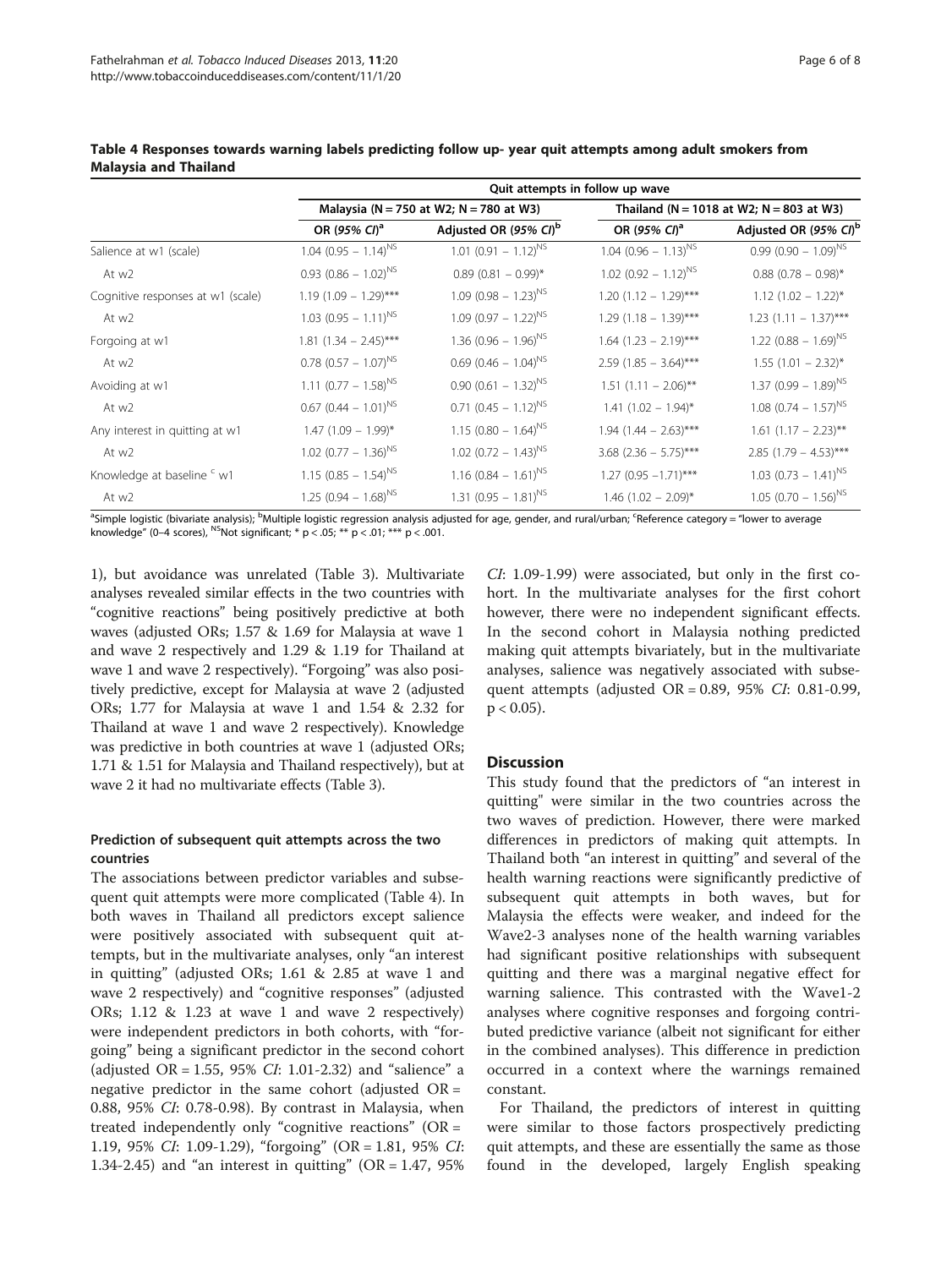**Table 4 Responses towards warning labels predicting follow up- year quit attempts among adult smokers from Malaysia and Thailand**

| | Quit attempts in follow up wave | | | |
|---|---|---|---|---|
| | Malaysia (N = 750 at W2; N = 780 at W3) | | Thailand (N = 1018 at W2; N = 803 at W3) | |
| | OR (95% CI)[a] | Adjusted OR (95% CI)[b] | OR (95% CI)[a] | Adjusted OR (95% CI)[b] |
| Salience at w1 (scale) | 1.04 (0.95 – 1.14)[NS] | 1.01 (0.91 – 1.12)[NS] | 1.04 (0.96 – 1.13)[NS] | 0.99 (0.90 – 1.09)[NS] |
| At w2 | 0.93 (0.86 – 1.02)[NS] | 0.89 (0.81 – 0.99)* | 1.02 (0.92 – 1.12)[NS] | 0.88 (0.78 – 0.98)* |
| Cognitive responses at w1 (scale) | 1.19 (1.09 – 1.29)*** | 1.09 (0.98 – 1.23)[NS] | 1.20 (1.12 – 1.29)*** | 1.12 (1.02 – 1.22)* |
| At w2 | 1.03 (0.95 – 1.11)[NS] | 1.09 (0.97 – 1.22)[NS] | 1.29 (1.18 – 1.39)*** | 1.23 (1.11 – 1.37)*** |
| Forgoing at w1 | 1.81 (1.34 – 2.45)*** | 1.36 (0.96 – 1.96)[NS] | 1.64 (1.23 – 2.19)*** | 1.22 (0.88 – 1.69)[NS] |
| At w2 | 0.78 (0.57 – 1.07)[NS] | 0.69 (0.46 – 1.04)[NS] | 2.59 (1.85 – 3.64)*** | 1.55 (1.01 – 2.32)* |
| Avoiding at w1 | 1.11 (0.77 – 1.58)[NS] | 0.90 (0.61 – 1.32)[NS] | 1.51 (1.11 – 2.06)** | 1.37 (0.99 – 1.89)[NS] |
| At w2 | 0.67 (0.44 – 1.01)[NS] | 0.71 (0.45 – 1.12)[NS] | 1.41 (1.02 – 1.94)* | 1.08 (0.74 – 1.57)[NS] |
| Any interest in quitting at w1 | 1.47 (1.09 – 1.99)* | 1.15 (0.80 – 1.64)[NS] | 1.94 (1.44 – 2.63)*** | 1.61 (1.17 – 2.23)** |
| At w2 | 1.02 (0.77 – 1.36)[NS] | 1.02 (0.72 – 1.43)[NS] | 3.68 (2.36 – 5.75)*** | 2.85 (1.79 – 4.53)*** |
| Knowledge at baseline [c] w1 | 1.15 (0.85 – 1.54)[NS] | 1.16 (0.84 – 1.61)[NS] | 1.27 (0.95 –1.71)*** | 1.03 (0.73 – 1.41)[NS] |
| At w2 | 1.25 (0.94 – 1.68)[NS] | 1.31 (0.95 – 1.81)[NS] | 1.46 (1.02 – 2.09)* | 1.05 (0.70 – 1.56)[NS] |

[a]Simple logistic (bivariate analysis); [b]Multiple logistic regression analysis adjusted for age, gender, and rural/urban; [c]Reference category = "lower to average knowledge" (0–4 scores), [NS]Not significant; * $p < .05$; ** $p < .01$; *** $p < .001$.

1), but avoidance was unrelated (Table 3). Multivariate analyses revealed similar effects in the two countries with "cognitive reactions" being positively predictive at both waves (adjusted ORs; 1.57 & 1.69 for Malaysia at wave 1 and wave 2 respectively and 1.29 & 1.19 for Thailand at wave 1 and wave 2 respectively). "Forgoing" was also positively predictive, except for Malaysia at wave 2 (adjusted ORs; 1.77 for Malaysia at wave 1 and 1.54 & 2.32 for Thailand at wave 1 and wave 2 respectively). Knowledge was predictive in both countries at wave 1 (adjusted ORs; 1.71 & 1.51 for Malaysia and Thailand respectively), but at wave 2 it had no multivariate effects (Table 3).

### Prediction of subsequent quit attempts across the two countries

The associations between predictor variables and subsequent quit attempts were more complicated (Table 4). In both waves in Thailand all predictors except salience were positively associated with subsequent quit attempts, but in the multivariate analyses, only "an interest in quitting" (adjusted ORs; 1.61 & 2.85 at wave 1 and wave 2 respectively) and "cognitive responses" (adjusted ORs; 1.12 & 1.23 at wave 1 and wave 2 respectively) were independent predictors in both cohorts, with "forgoing" being a significant predictor in the second cohort (adjusted OR = 1.55, 95% *CI*: 1.01-2.32) and "salience" a negative predictor in the same cohort (adjusted OR = 0.88, 95% *CI*: 0.78-0.98). By contrast in Malaysia, when treated independently only "cognitive reactions" (OR = 1.19, 95% *CI*: 1.09-1.29), "forgoing" (OR = 1.81, 95% *CI*: 1.34-2.45) and "an interest in quitting" (OR = 1.47, 95% *CI*: 1.09-1.99) were associated, but only in the first cohort. In the multivariate analyses for the first cohort however, there were no independent significant effects. In the second cohort in Malaysia nothing predicted making quit attempts bivariately, but in the multivariate analyses, salience was negatively associated with subsequent attempts (adjusted OR = 0.89, 95% *CI*: 0.81-0.99, $p < 0.05$).

## Discussion

This study found that the predictors of "an interest in quitting" were similar in the two countries across the two waves of prediction. However, there were marked differences in predictors of making quit attempts. In Thailand both "an interest in quitting" and several of the health warning reactions were significantly predictive of subsequent quit attempts in both waves, but for Malaysia the effects were weaker, and indeed for the Wave2-3 analyses none of the health warning variables had significant positive relationships with subsequent quitting and there was a marginal negative effect for warning salience. This contrasted with the Wave1-2 analyses where cognitive responses and forgoing contributed predictive variance (albeit not significant for either in the combined analyses). This difference in prediction occurred in a context where the warnings remained constant.

For Thailand, the predictors of interest in quitting were similar to those factors prospectively predicting quit attempts, and these are essentially the same as those found in the developed, largely English speaking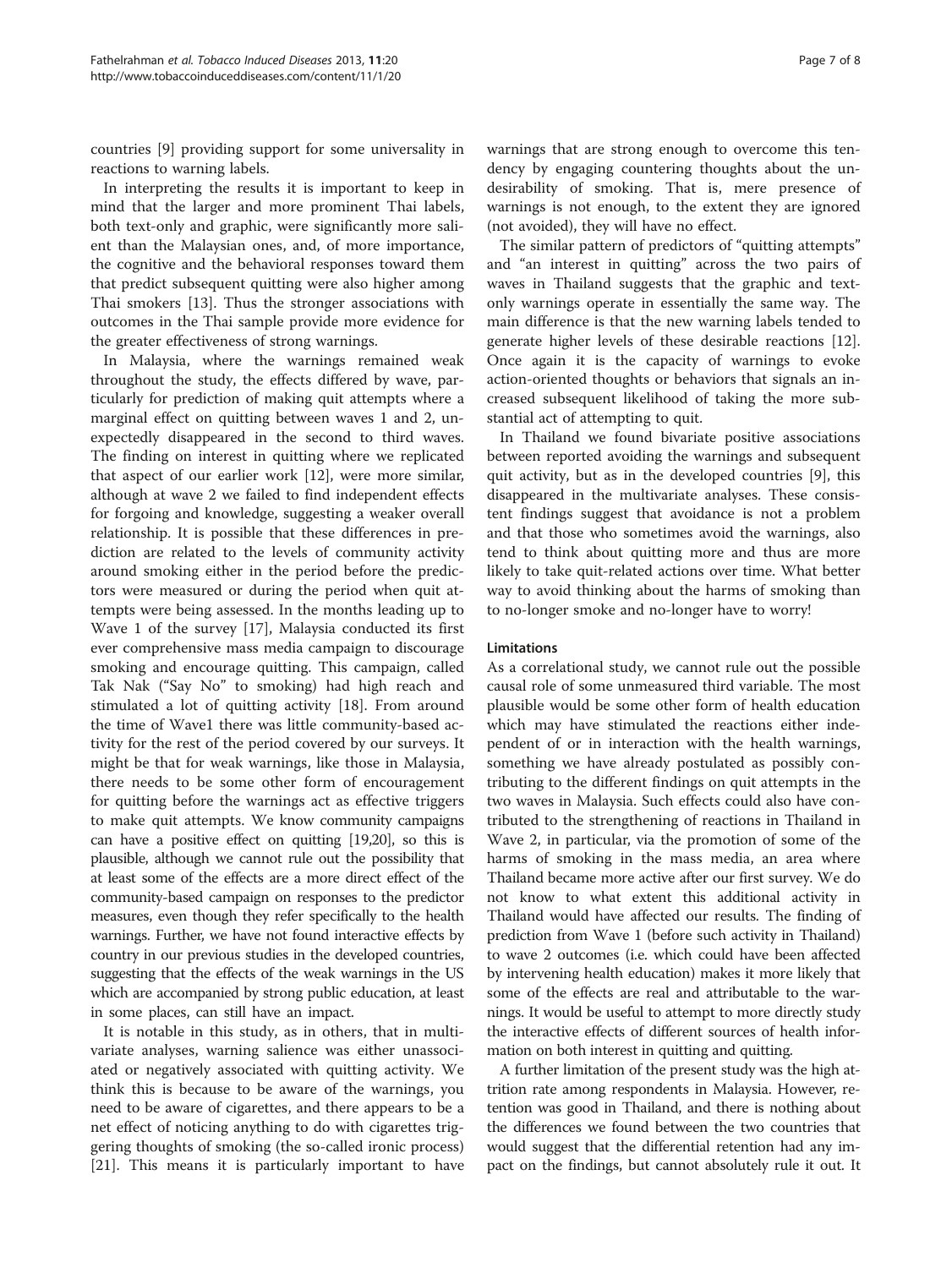countries [9] providing support for some universality in reactions to warning labels.

In interpreting the results it is important to keep in mind that the larger and more prominent Thai labels, both text-only and graphic, were significantly more salient than the Malaysian ones, and, of more importance, the cognitive and the behavioral responses toward them that predict subsequent quitting were also higher among Thai smokers [13]. Thus the stronger associations with outcomes in the Thai sample provide more evidence for the greater effectiveness of strong warnings.

In Malaysia, where the warnings remained weak throughout the study, the effects differed by wave, particularly for prediction of making quit attempts where a marginal effect on quitting between waves 1 and 2, unexpectedly disappeared in the second to third waves. The finding on interest in quitting where we replicated that aspect of our earlier work [12], were more similar, although at wave 2 we failed to find independent effects for forgoing and knowledge, suggesting a weaker overall relationship. It is possible that these differences in prediction are related to the levels of community activity around smoking either in the period before the predictors were measured or during the period when quit attempts were being assessed. In the months leading up to Wave 1 of the survey [17], Malaysia conducted its first ever comprehensive mass media campaign to discourage smoking and encourage quitting. This campaign, called Tak Nak ("Say No" to smoking) had high reach and stimulated a lot of quitting activity [18]. From around the time of Wave1 there was little community-based activity for the rest of the period covered by our surveys. It might be that for weak warnings, like those in Malaysia, there needs to be some other form of encouragement for quitting before the warnings act as effective triggers to make quit attempts. We know community campaigns can have a positive effect on quitting [19,20], so this is plausible, although we cannot rule out the possibility that at least some of the effects are a more direct effect of the community-based campaign on responses to the predictor measures, even though they refer specifically to the health warnings. Further, we have not found interactive effects by country in our previous studies in the developed countries, suggesting that the effects of the weak warnings in the US which are accompanied by strong public education, at least in some places, can still have an impact.

It is notable in this study, as in others, that in multivariate analyses, warning salience was either unassociated or negatively associated with quitting activity. We think this is because to be aware of the warnings, you need to be aware of cigarettes, and there appears to be a net effect of noticing anything to do with cigarettes triggering thoughts of smoking (the so-called ironic process) [21]. This means it is particularly important to have warnings that are strong enough to overcome this tendency by engaging countering thoughts about the undesirability of smoking. That is, mere presence of warnings is not enough, to the extent they are ignored (not avoided), they will have no effect.

The similar pattern of predictors of "quitting attempts" and "an interest in quitting" across the two pairs of waves in Thailand suggests that the graphic and text-only warnings operate in essentially the same way. The main difference is that the new warning labels tended to generate higher levels of these desirable reactions [12]. Once again it is the capacity of warnings to evoke action-oriented thoughts or behaviors that signals an increased subsequent likelihood of taking the more substantial act of attempting to quit.

In Thailand we found bivariate positive associations between reported avoiding the warnings and subsequent quit activity, but as in the developed countries [9], this disappeared in the multivariate analyses. These consistent findings suggest that avoidance is not a problem and that those who sometimes avoid the warnings, also tend to think about quitting more and thus are more likely to take quit-related actions over time. What better way to avoid thinking about the harms of smoking than to no-longer smoke and no-longer have to worry!

### Limitations

As a correlational study, we cannot rule out the possible causal role of some unmeasured third variable. The most plausible would be some other form of health education which may have stimulated the reactions either independent of or in interaction with the health warnings, something we have already postulated as possibly contributing to the different findings on quit attempts in the two waves in Malaysia. Such effects could also have contributed to the strengthening of reactions in Thailand in Wave 2, in particular, via the promotion of some of the harms of smoking in the mass media, an area where Thailand became more active after our first survey. We do not know to what extent this additional activity in Thailand would have affected our results. The finding of prediction from Wave 1 (before such activity in Thailand) to wave 2 outcomes (i.e. which could have been affected by intervening health education) makes it more likely that some of the effects are real and attributable to the warnings. It would be useful to attempt to more directly study the interactive effects of different sources of health information on both interest in quitting and quitting.

A further limitation of the present study was the high attrition rate among respondents in Malaysia. However, retention was good in Thailand, and there is nothing about the differences we found between the two countries that would suggest that the differential retention had any impact on the findings, but cannot absolutely rule it out. It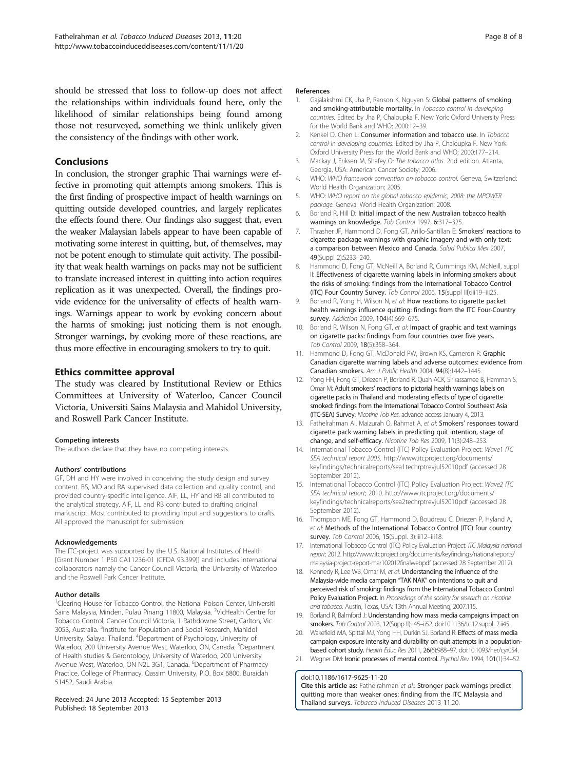should be stressed that loss to follow-up does not affect the relationships within individuals found here, only the likelihood of similar relationships being found among those not resurveyed, something we think unlikely given the consistency of the findings with other work.

## Conclusions

In conclusion, the stronger graphic Thai warnings were effective in promoting quit attempts among smokers. This is the first finding of prospective impact of health warnings on quitting outside developed countries, and largely replicates the effects found there. Our findings also suggest that, even the weaker Malaysian labels appear to have been capable of motivating some interest in quitting, but, of themselves, may not be potent enough to stimulate quit activity. The possibility that weak health warnings on packs may not be sufficient to translate increased interest in quitting into action requires replication as it was unexpected. Overall, the findings provide evidence for the universality of effects of health warnings. Warnings appear to work by evoking concern about the harms of smoking; just noticing them is not enough. Stronger warnings, by evoking more of these reactions, are thus more effective in encouraging smokers to try to quit.

## Ethics committee approval

The study was cleared by Institutional Review or Ethics Committees at University of Waterloo, Cancer Council Victoria, Universiti Sains Malaysia and Mahidol University, and Roswell Park Cancer Institute.

#### Competing interests

The authors declare that they have no competing interests.

#### Authors' contributions

GF, DH and HY were involved in conceiving the study design and survey content. BS, MO and RA supervised data collection and quality control, and provided country-specific intelligence. AIF, LL, HY and RB all contributed to the analytical strategy. AIF, LL and RB contributed to drafting original manuscript. Most contributed to providing input and suggestions to drafts. All approved the manuscript for submission.

#### Acknowledgements

The ITC-project was supported by the U.S. National Institutes of Health [Grant Number 1 P50 CA11236-01 (CFDA 93.399)] and includes international collaborators namely the Cancer Council Victoria, the University of Waterloo and the Roswell Park Cancer Institute.

#### Author details

[1]Clearing House for Tobacco Control, the National Poison Center, Universiti Sains Malaysia, Minden, Pulau Pinang 11800, Malaysia. [2]VicHealth Centre for Tobacco Control, Cancer Council Victoria, 1 Rathdowne Street, Carlton, Vic 3053, Australia. [3]Institute for Population and Social Research, Mahidol University, Salaya, Thailand. [4]Department of Psychology, University of Waterloo, 200 University Avenue West, Waterloo, ON, Canada. [5]Department of Health studies & Gerontology, University of Waterloo, 200 University Avenue West, Waterloo, ON N2L 3G1, Canada. [6]Department of Pharmacy Practice, College of Pharmacy, Qassim University, P.O. Box 6800, Buraidah 51452, Saudi Arabia.

Received: 24 June 2013 Accepted: 15 September 2013
Published: 18 September 2013

#### References

1. Gajalakshmi CK, Jha P, Ranson K, Nguyen S: **Global patterns of smoking and smoking-attributable mortality.** In *Tobacco control in developing countries*. Edited by Jha P, Chaloupka F. New York: Oxford University Press for the World Bank and WHO; 2000:12–39.
2. Kenkel D, Chen L: **Consumer information and tobacco use.** In *Tobacco control in developing countries*. Edited by Jha P, Chaloupka F. New York: Oxford University Press for the World Bank and WHO; 2000:177–214.
3. Mackay J, Eriksen M, Shafey O: *The tobacco atlas*. 2nd edition. Atlanta, Georgia, USA: American Cancer Society; 2006.
4. WHO: *WHO framework convention on tobacco control*. Geneva, Switzerland: World Health Organization; 2005.
5. WHO: *WHO report on the global tobacco epidemic, 2008: the MPOWER package*. Geneva: World Health Organization; 2008.
6. Borland R, Hill D: **Initial impact of the new Australian tobacco health warnings on knowledge.** *Tob Control* 1997, **6:**317–325.
7. Thrasher JF, Hammond D, Fong GT, Arillo-Santillan E: **Smokers' reactions to cigarette package warnings with graphic imagery and with only text: a comparison between Mexico and Canada.** *Salud Publica Mex* 2007, **49**(Suppl 2):S233–240.
8. Hammond D, Fong GT, McNeill A, Borland R, Cummings KM, McNeill, suppl II: **Effectiveness of cigarette warning labels in informing smokers about the risks of smoking: findings from the International Tobacco Control (ITC) Four Country Survey.** *Tob Control* 2006, **15**(suppl III):iii19–iii25.
9. Borland R, Yong H, Wilson N, *et al*: **How reactions to cigarette packet health warnings influence quitting: findings from the ITC Four-Country survey.** *Addiction* 2009, **104**(4):669–675.
10. Borland R, Wilson N, Fong GT, *et al*: **Impact of graphic and text warnings on cigarette packs: findings from four countries over five years.** *Tob Control* 2009, **18**(5):358–364.
11. Hammond D, Fong GT, McDonald PW, Brown KS, Cameron R: **Graphic Canadian cigarette warning labels and adverse outcomes: evidence from Canadian smokers.** *Am J Public Health* 2004, **94**(8):1442–1445.
12. Yong HH, Fong GT, Driezen P, Borland R, Quah ACK, Sirirassamee B, Hamman S, Omar M: **Adult smokers' reactions to pictorial health warnings labels on cigarette packs in Thailand and moderating effects of type of cigarette smoked: findings from the International Tobacco Control Southeast Asia (ITC-SEA) Survey.** *Nicotine Tob Res*. advance access January 4, 2013.
13. Fathelrahman AI, Maizurah O, Rahmat A, *et al*: **Smokers' responses toward cigarette pack warning labels in predicting quit intention, stage of change, and self-efficacy.** *Nicotine Tob Res* 2009, **11**(3):248–253.
14. International Tobacco Control (ITC) Policy Evaluation Project: *Wave1 ITC SEA technical report 2005*. http://www.itcproject.org/documents/keyfindings/technicalreports/sea1techrptrevjul52010pdf (accessed 28 September 2012).
15. International Tobacco Control (ITC) Policy Evaluation Project: *Wave2 ITC SEA technical report*; 2010. http://www.itcproject.org/documents/keyfindings/technicalreports/sea2techrptrevjul52010pdf (accessed 28 September 2012).
16. Thompson ME, Fong GT, Hammond D, Boudreau C, Driezen P, Hyland A, *et al*: **Methods of the International Tobacco Control (ITC) four country survey.** *Tob Control* 2006, **15**(Suppl. 3):iii12–iii18.
17. International Tobacco Control (ITC) Policy Evaluation Project: *ITC Malaysia national report*; 2012. http://www.itcproject.org/documents/keyfindings/nationalreports/malaysia-project-report-mar102012finalwebpdf (accessed 28 September 2012).
18. Kennedy R, Lee WB, Omar M, *et al*: **Understanding the influence of the Malaysia-wide media campaign "TAK NAK" on intentions to quit and perceived risk of smoking: findings from the International Tobacco Control Policy Evaluation Project.** In *Proceedings of the society for research on nicotine and tobacco*. Austin, Texas, USA: 13th Annual Meeting; 2007:115.
19. Borland R, Balmford J: **Understanding how mass media campaigns impact on smokers.** *Tob Control* 2003, **12**(Supp II):ii45–ii52. doi:10.1136/tc.12.suppl_2.ii45.
20. Wakefield MA, Spittal MJ, Yong HH, Durkin SJ, Borland R: **Effects of mass media campaign exposure intensity and durability on quit attempts in a population-based cohort study.** *Health Educ Res* 2011, **26**(6):988–97. doi:10.1093/her/cyr054.
21. Wegner DM: **Ironic processes of mental control.** *Psychol Rev* 1994, **101**(1):34–52.

doi:10.1186/1617-9625-11-20
**Cite this article as:** Fathelrahman *et al*.: Stronger pack warnings predict quitting more than weaker ones: finding from the ITC Malaysia and Thailand surveys. *Tobacco Induced Diseases* 2013 **11**:20.